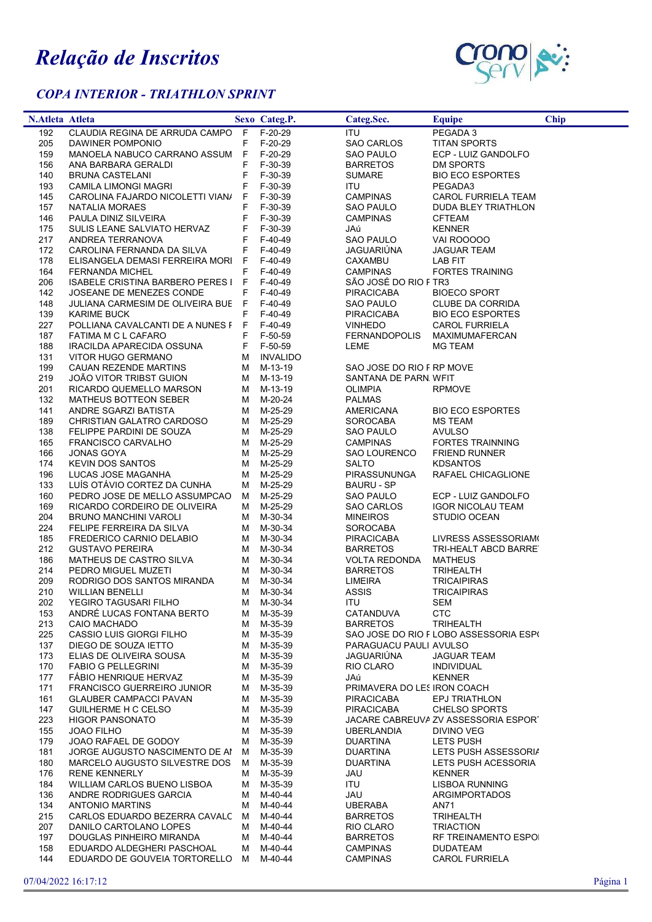# *Relação de Inscritos*

## *COPA INTERIOR - TRIATHLON SPRINT*

| N.Atleta | Atleta | Sexo | Categ.P. | Categ.Sec. | Equipe | Chip |
|---|---|---|---|---|---|---|
| 192 | CLAUDIA REGINA DE ARRUDA CAMPO | F | F-20-29 | ITU | PEGADA 3 | |
| 205 | DAWINER POMPONIO | F | F-20-29 | SAO CARLOS | TITAN SPORTS | |
| 159 | MANOELA NABUCO CARRANO ASSUM | F | F-20-29 | SAO PAULO | ECP - LUIZ GANDOLFO | |
| 156 | ANA BARBARA GERALDI | F | F-30-39 | BARRETOS | DM SPORTS | |
| 140 | BRUNA CASTELANI | F | F-30-39 | SUMARE | BIO ECO ESPORTES | |
| 193 | CAMILA LIMONGI MAGRI | F | F-30-39 | ITU | PEGADA3 | |
| 145 | CAROLINA FAJARDO NICOLETTI VIAN/ | F | F-30-39 | CAMPINAS | CAROL FURRIELA TEAM | |
| 157 | NATALIA MORAES | F | F-30-39 | SAO PAULO | DUDA BLEY TRIATHLON | |
| 146 | PAULA DINIZ SILVEIRA | F | F-30-39 | CAMPINAS | CFTEAM | |
| 175 | SULIS LEANE SALVIATO HERVAZ | F | F-30-39 | JAú | KENNER | |
| 217 | ANDREA TERRANOVA | F | F-40-49 | SAO PAULO | VAI ROOOOO | |
| 172 | CAROLINA FERNANDA DA SILVA | F | F-40-49 | JAGUARIÚNA | JAGUAR TEAM | |
| 178 | ELISANGELA DEMASI FERREIRA MORI | F | F-40-49 | CAXAMBU | LAB FIT | |
| 164 | FERNANDA MICHEL | F | F-40-49 | CAMPINAS | FORTES TRAINING | |
| 206 | ISABELE CRISTINA BARBERO PERES I | F | F-40-49 | SÃO JOSÉ DO RIO F | TR3 | |
| 142 | JOSEANE DE MENEZES CONDE | F | F-40-49 | PIRACICABA | BIOECO SPORT | |
| 148 | JULIANA CARMESIM DE OLIVEIRA BUE | F | F-40-49 | SAO PAULO | CLUBE DA CORRIDA | |
| 139 | KARIME BUCK | F | F-40-49 | PIRACICABA | BIO ECO ESPORTES | |
| 227 | POLLIANA CAVALCANTI DE A NUNES F | F | F-40-49 | VINHEDO | CAROL FURRIELA | |
| 187 | FATIMA M C L CAFARO | F | F-50-59 | FERNANDOPOLIS | MAXIMUMAFERCAN | |
| 188 | IRACILDA APARECIDA OSSUNA | F | F-50-59 | LEME | MG TEAM | |
| 131 | VITOR HUGO GERMANO | M | INVALIDO | | | |
| 199 | CAUAN REZENDE MARTINS | M | M-13-19 | SAO JOSE DO RIO F | RP MOVE | |
| 219 | JOÃO VITOR TRIBST GUION | M | M-13-19 | SANTANA DE PARN | WFIT | |
| 201 | RICARDO QUEMELLO MARSON | M | M-13-19 | OLIMPIA | RPMOVE | |
| 132 | MATHEUS BOTTEON SEBER | M | M-20-24 | PALMAS | | |
| 141 | ANDRE SGARZI BATISTA | M | M-25-29 | AMERICANA | BIO ECO ESPORTES | |
| 189 | CHRISTIAN GALATRO CARDOSO | M | M-25-29 | SOROCABA | MS TEAM | |
| 138 | FELIPPE PARDINI DE SOUZA | M | M-25-29 | SAO PAULO | AVULSO | |
| 165 | FRANCISCO CARVALHO | M | M-25-29 | CAMPINAS | FORTES TRAINNING | |
| 166 | JONAS GOYA | M | M-25-29 | SAO LOURENCO | FRIEND RUNNER | |
| 174 | KEVIN DOS SANTOS | M | M-25-29 | SALTO | KDSANTOS | |
| 196 | LUCAS JOSE MAGANHA | M | M-25-29 | PIRASSUNUNGA | RAFAEL CHICAGLIONE | |
| 133 | LUÍS OTÁVIO CORTEZ DA CUNHA | M | M-25-29 | BAURU - SP | | |
| 160 | PEDRO JOSE DE MELLO ASSUMPCAO | M | M-25-29 | SAO PAULO | ECP - LUIZ GANDOLFO | |
| 169 | RICARDO CORDEIRO DE OLIVEIRA | M | M-25-29 | SAO CARLOS | IGOR NICOLAU TEAM | |
| 204 | BRUNO MANCHINI VAROLI | M | M-30-34 | MINEIROS | STUDIO OCEAN | |
| 224 | FELIPE FERREIRA DA SILVA | M | M-30-34 | SOROCABA | | |
| 185 | FREDERICO CARNIO DELABIO | M | M-30-34 | PIRACICABA | LIVRESS ASSESSORIAM( | |
| 212 | GUSTAVO PEREIRA | M | M-30-34 | BARRETOS | TRI-HEALT ABCD BARRE | |
| 186 | MATHEUS DE CASTRO SILVA | M | M-30-34 | VOLTA REDONDA | MATHEUS | |
| 214 | PEDRO MIGUEL MUZETI | M | M-30-34 | BARRETOS | TRIHEALTH | |
| 209 | RODRIGO DOS SANTOS MIRANDA | M | M-30-34 | LIMEIRA | TRICAIPIRAS | |
| 210 | WILLIAN BENELLI | M | M-30-34 | ASSIS | TRICAIPIRAS | |
| 202 | YEGIRO TAGUSARI FILHO | M | M-30-34 | ITU | SEM | |
| 153 | ANDRÉ LUCAS FONTANA BERTO | M | M-35-39 | CATANDUVA | CTC | |
| 213 | CAIO MACHADO | M | M-35-39 | BARRETOS | TRIHEALTH | |
| 225 | CASSIO LUIS GIORGI FILHO | M | M-35-39 | SAO JOSE DO RIO F | LOBO ASSESSORIA ESP( | |
| 137 | DIEGO DE SOUZA IETTO | M | M-35-39 | PARAGUACU PAULI | AVULSO | |
| 173 | ELIAS DE OLIVEIRA SOUSA | M | M-35-39 | JAGUARIÚNA | JAGUAR TEAM | |
| 170 | FABIO G PELLEGRINI | M | M-35-39 | RIO CLARO | INDIVIDUAL | |
| 177 | FÁBIO HENRIQUE HERVAZ | M | M-35-39 | JAú | KENNER | |
| 171 | FRANCISCO GUERREIRO JUNIOR | M | M-35-39 | PRIMAVERA DO LES | IRON COACH | |
| 161 | GLAUBER CAMPACCI PAVAN | M | M-35-39 | PIRACICABA | EPJ TRIATHLON | |
| 147 | GUILHERME H C CELSO | M | M-35-39 | PIRACICABA | CHELSO SPORTS | |
| 223 | HIGOR PANSONATO | M | M-35-39 | JACARE CABREUVA | ZV ASSESSORIA ESPOR | |
| 155 | JOAO FILHO | M | M-35-39 | UBERLANDIA | DIVINO VEG | |
| 179 | JOAO RAFAEL DE GODOY | M | M-35-39 | DUARTINA | LETS PUSH | |
| 181 | JORGE AUGUSTO NASCIMENTO DE AI | M | M-35-39 | DUARTINA | LETS PUSH ASSESSORIA | |
| 180 | MARCELO AUGUSTO SILVESTRE DOS | M | M-35-39 | DUARTINA | LETS PUSH ACESSORIA | |
| 176 | RENE KENNERLY | M | M-35-39 | JAU | KENNER | |
| 184 | WILLIAM CARLOS BUENO LISBOA | M | M-35-39 | ITU | LISBOA RUNNING | |
| 136 | ANDRE RODRIGUES GARCIA | M | M-40-44 | JAU | ARGIMPORTADOS | |
| 134 | ANTONIO MARTINS | M | M-40-44 | UBERABA | AN71 | |
| 215 | CARLOS EDUARDO BEZERRA CAVALC | M | M-40-44 | BARRETOS | TRIHEALTH | |
| 207 | DANILO CARTOLANO LOPES | M | M-40-44 | RIO CLARO | TRIACTION | |
| 197 | DOUGLAS PINHEIRO MIRANDA | M | M-40-44 | BARRETOS | RF TREINAMENTO ESPOI | |
| 158 | EDUARDO ALDEGHERI PASCHOAL | M | M-40-44 | CAMPINAS | DUDATEAM | |
| 144 | EDUARDO DE GOUVEIA TORTORELLO | M | M-40-44 | CAMPINAS | CAROL FURRIELA | |

07/04/2022 16:17:12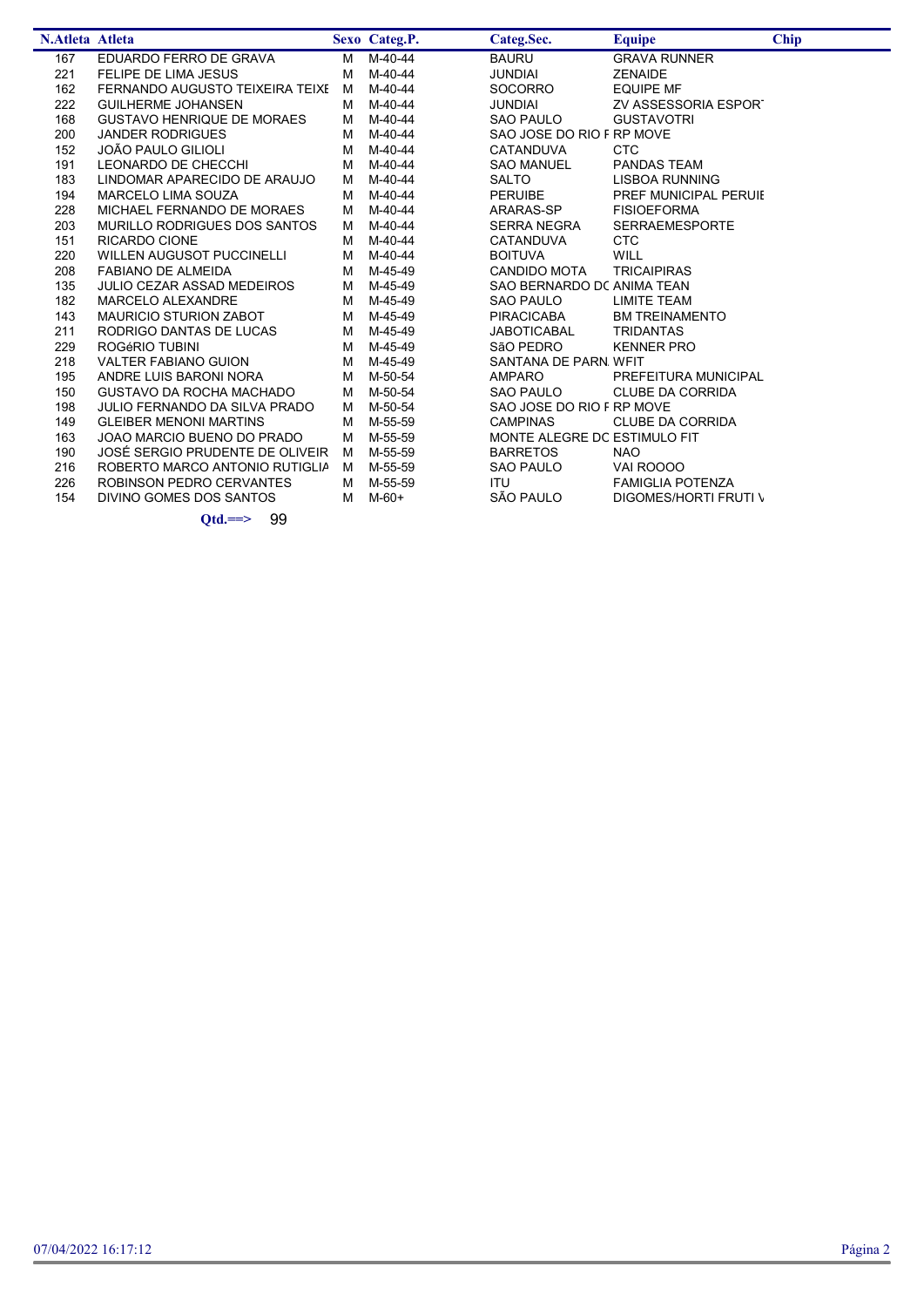| N.Atleta | Atleta | Sexo | Categ.P. | Categ.Sec. | Equipe | Chip |
|---|---|---|---|---|---|---|
| 167 | EDUARDO FERRO DE GRAVA | M | M-40-44 | BAURU | GRAVA RUNNER | |
| 221 | FELIPE DE LIMA JESUS | M | M-40-44 | JUNDIAI | ZENAIDE | |
| 162 | FERNANDO AUGUSTO TEIXEIRA TEIXE | M | M-40-44 | SOCORRO | EQUIPE MF | |
| 222 | GUILHERME JOHANSEN | M | M-40-44 | JUNDIAI | ZV ASSESSORIA ESPORT | |
| 168 | GUSTAVO HENRIQUE DE MORAES | M | M-40-44 | SAO PAULO | GUSTAVOTRI | |
| 200 | JANDER RODRIGUES | M | M-40-44 | SAO JOSE DO RIO F | RP MOVE | |
| 152 | JOÃO PAULO GILIOLI | M | M-40-44 | CATANDUVA | CTC | |
| 191 | LEONARDO DE CHECCHI | M | M-40-44 | SAO MANUEL | PANDAS TEAM | |
| 183 | LINDOMAR APARECIDO DE ARAUJO | M | M-40-44 | SALTO | LISBOA RUNNING | |
| 194 | MARCELO LIMA SOUZA | M | M-40-44 | PERUIBE | PREF MUNICIPAL PERUIE | |
| 228 | MICHAEL FERNANDO DE MORAES | M | M-40-44 | ARARAS-SP | FISIOEFORMA | |
| 203 | MURILLO RODRIGUES DOS SANTOS | M | M-40-44 | SERRA NEGRA | SERRAEMESPORTE | |
| 151 | RICARDO CIONE | M | M-40-44 | CATANDUVA | CTC | |
| 220 | WILLEN AUGUSOT PUCCINELLI | M | M-40-44 | BOITUVA | WILL | |
| 208 | FABIANO DE ALMEIDA | M | M-45-49 | CANDIDO MOTA | TRICAIPIRAS | |
| 135 | JULIO CEZAR ASSAD MEDEIROS | M | M-45-49 | SAO BERNARDO DC | ANIMA TEAN | |
| 182 | MARCELO ALEXANDRE | M | M-45-49 | SAO PAULO | LIMITE TEAM | |
| 143 | MAURICIO STURION ZABOT | M | M-45-49 | PIRACICABA | BM TREINAMENTO | |
| 211 | RODRIGO DANTAS DE LUCAS | M | M-45-49 | JABOTICABAL | TRIDANTAS | |
| 229 | ROGéRIO TUBINI | M | M-45-49 | SãO PEDRO | KENNER PRO | |
| 218 | VALTER FABIANO GUION | M | M-45-49 | SANTANA DE PARN | WFIT | |
| 195 | ANDRE LUIS BARONI NORA | M | M-50-54 | AMPARO | PREFEITURA MUNICIPAL | |
| 150 | GUSTAVO DA ROCHA MACHADO | M | M-50-54 | SAO PAULO | CLUBE DA CORRIDA | |
| 198 | JULIO FERNANDO DA SILVA PRADO | M | M-50-54 | SAO JOSE DO RIO F | RP MOVE | |
| 149 | GLEIBER MENONI MARTINS | M | M-55-59 | CAMPINAS | CLUBE DA CORRIDA | |
| 163 | JOAO MARCIO BUENO DO PRADO | M | M-55-59 | MONTE ALEGRE DC | ESTIMULO FIT | |
| 190 | JOSÉ SERGIO PRUDENTE DE OLIVEIR | M | M-55-59 | BARRETOS | NAO | |
| 216 | ROBERTO MARCO ANTONIO RUTIGLIA | M | M-55-59 | SAO PAULO | VAI ROOOO | |
| 226 | ROBINSON PEDRO CERVANTES | M | M-55-59 | ITU | FAMIGLIA POTENZA | |
| 154 | DIVINO GOMES DOS SANTOS | M | M-60+ | SÃO PAULO | DIGOMES/HORTI FRUTI V | |

**Qtd.==>** 99

07/04/2022 16:17:12